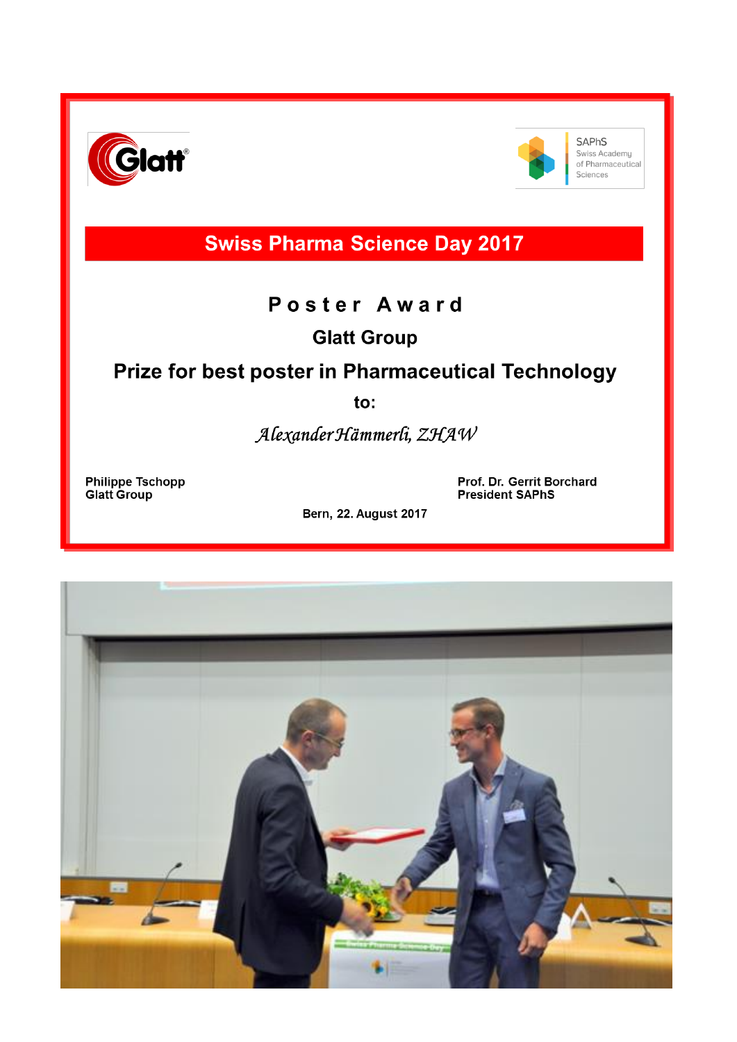# Swiss Pharma Science Day 2017

## Poster Award

**Glatt Group**

**Prize for best poster in Pharmaceutical Technology**

**to:**

*Alexander Hämmerli, ZHAW*

**Philippe Tschopp**
**Glatt Group**

**Prof. Dr. Gerrit Borchard**
**President SAPhS**

**Bern, 22. August 2017**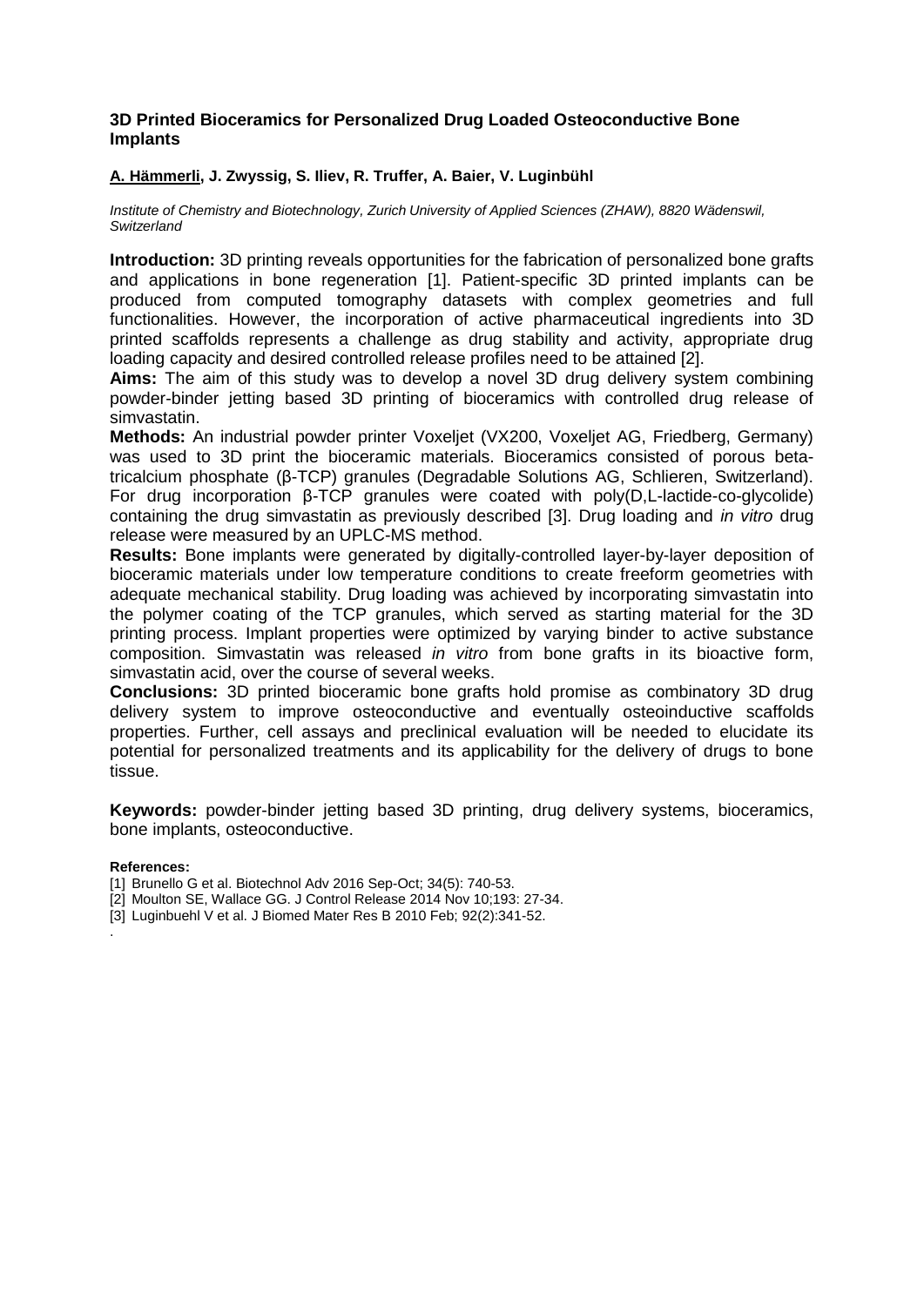# 3D Printed Bioceramics for Personalized Drug Loaded Osteoconductive Bone Implants

**A. Hämmerli, J. Zwyssig, S. Iliev, R. Truffer, A. Baier, V. Luginbühl**

*Institute of Chemistry and Biotechnology, Zurich University of Applied Sciences (ZHAW), 8820 Wädenswil, Switzerland*

**Introduction:** 3D printing reveals opportunities for the fabrication of personalized bone grafts and applications in bone regeneration [1]. Patient-specific 3D printed implants can be produced from computed tomography datasets with complex geometries and full functionalities. However, the incorporation of active pharmaceutical ingredients into 3D printed scaffolds represents a challenge as drug stability and activity, appropriate drug loading capacity and desired controlled release profiles need to be attained [2].

**Aims:** The aim of this study was to develop a novel 3D drug delivery system combining powder-binder jetting based 3D printing of bioceramics with controlled drug release of simvastatin.

**Methods:** An industrial powder printer Voxeljet (VX200, Voxeljet AG, Friedberg, Germany) was used to 3D print the bioceramic materials. Bioceramics consisted of porous beta-tricalcium phosphate (β-TCP) granules (Degradable Solutions AG, Schlieren, Switzerland). For drug incorporation β-TCP granules were coated with poly(D,L-lactide-co-glycolide) containing the drug simvastatin as previously described [3]. Drug loading and *in vitro* drug release were measured by an UPLC-MS method.

**Results:** Bone implants were generated by digitally-controlled layer-by-layer deposition of bioceramic materials under low temperature conditions to create freeform geometries with adequate mechanical stability. Drug loading was achieved by incorporating simvastatin into the polymer coating of the TCP granules, which served as starting material for the 3D printing process. Implant properties were optimized by varying binder to active substance composition. Simvastatin was released *in vitro* from bone grafts in its bioactive form, simvastatin acid, over the course of several weeks.

**Conclusions:** 3D printed bioceramic bone grafts hold promise as combinatory 3D drug delivery system to improve osteoconductive and eventually osteoinductive scaffolds properties. Further, cell assays and preclinical evaluation will be needed to elucidate its potential for personalized treatments and its applicability for the delivery of drugs to bone tissue.

**Keywords:** powder-binder jetting based 3D printing, drug delivery systems, bioceramics, bone implants, osteoconductive.

**References:**

[1] Brunello G et al. Biotechnol Adv 2016 Sep-Oct; 34(5): 740-53.
[2] Moulton SE, Wallace GG. J Control Release 2014 Nov 10;193: 27-34.
[3] Luginbuehl V et al. J Biomed Mater Res B 2010 Feb; 92(2):341-52.